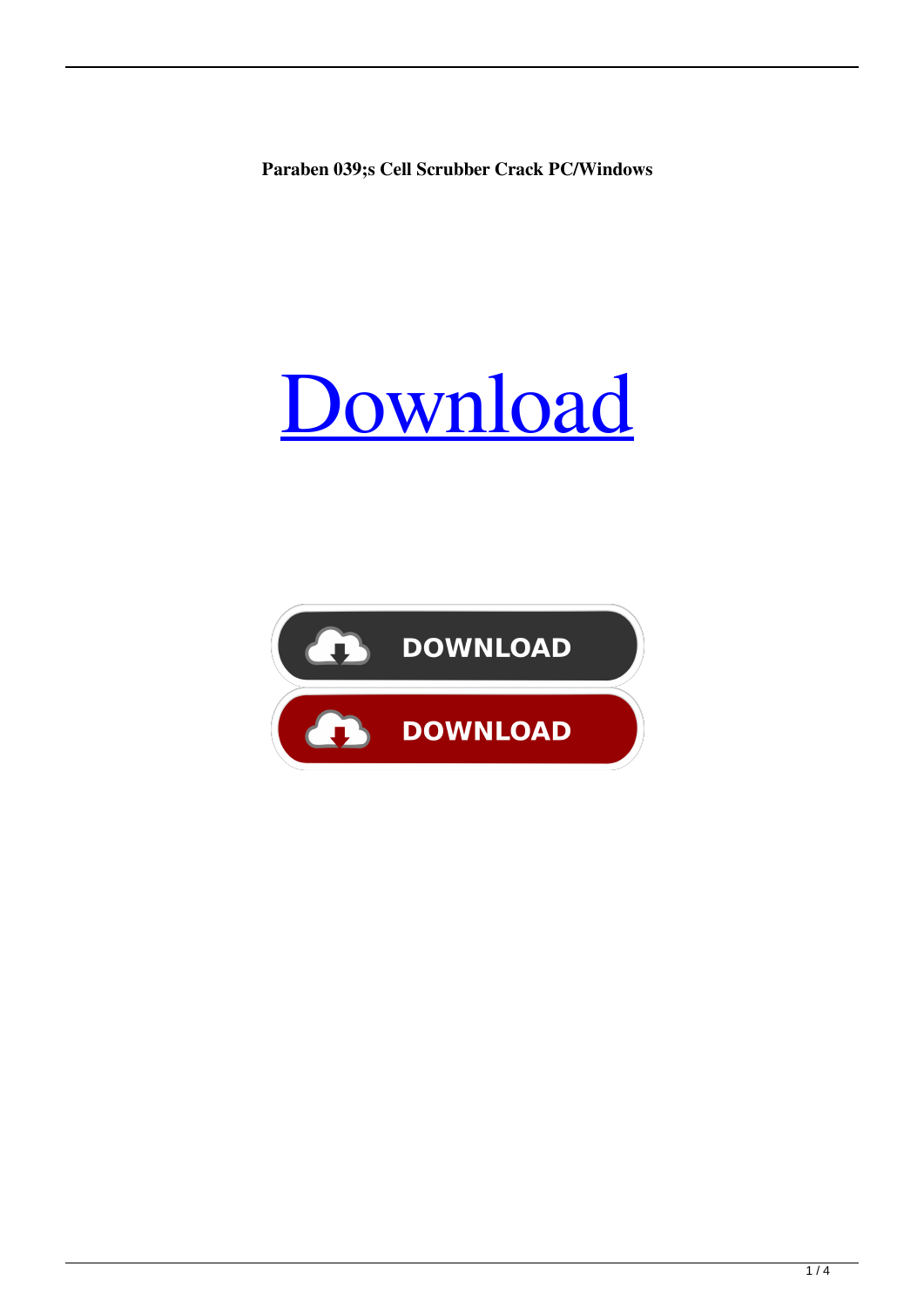**Paraben 039;s Cell Scrubber Crack PC/Windows**

# Download

DOWNLOAD

DOWNLOAD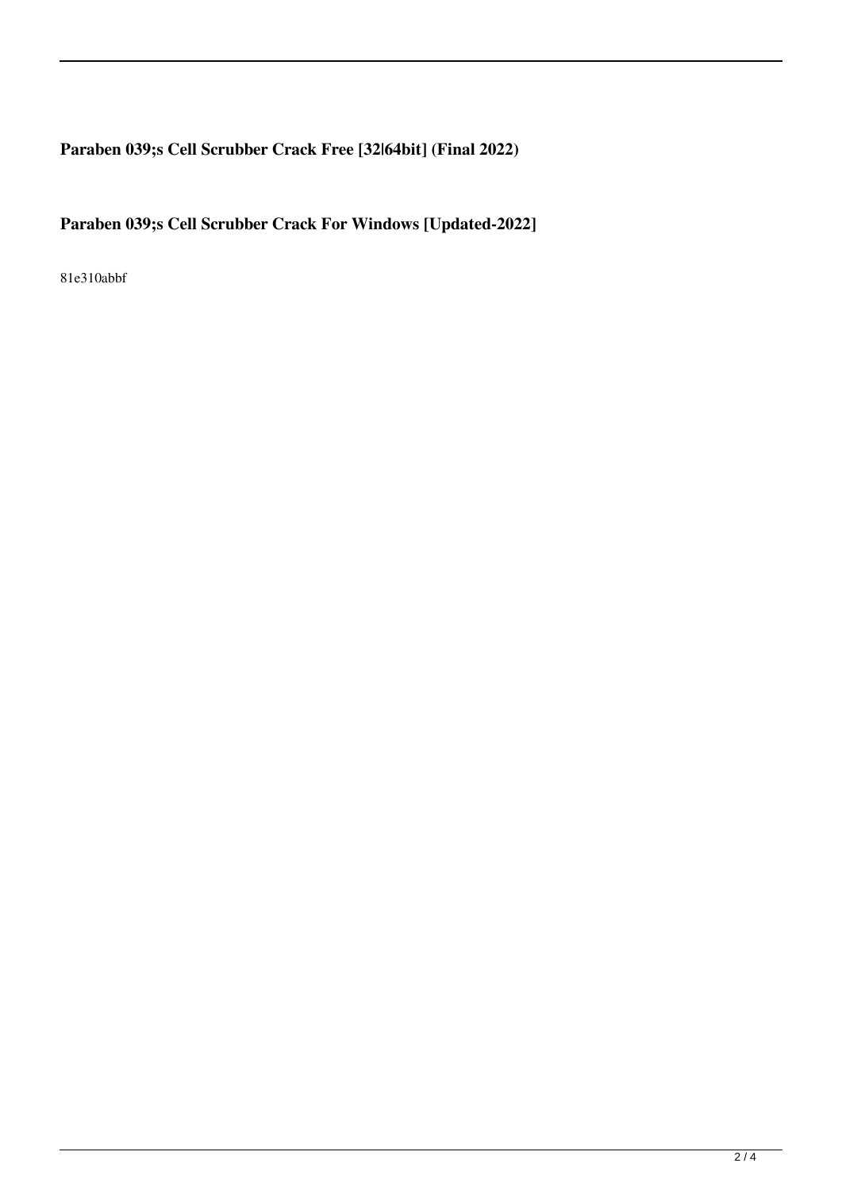**Paraben 039;s Cell Scrubber Crack Free [32|64bit] (Final 2022)**

**Paraben 039;s Cell Scrubber Crack For Windows [Updated-2022]**

81e310abbf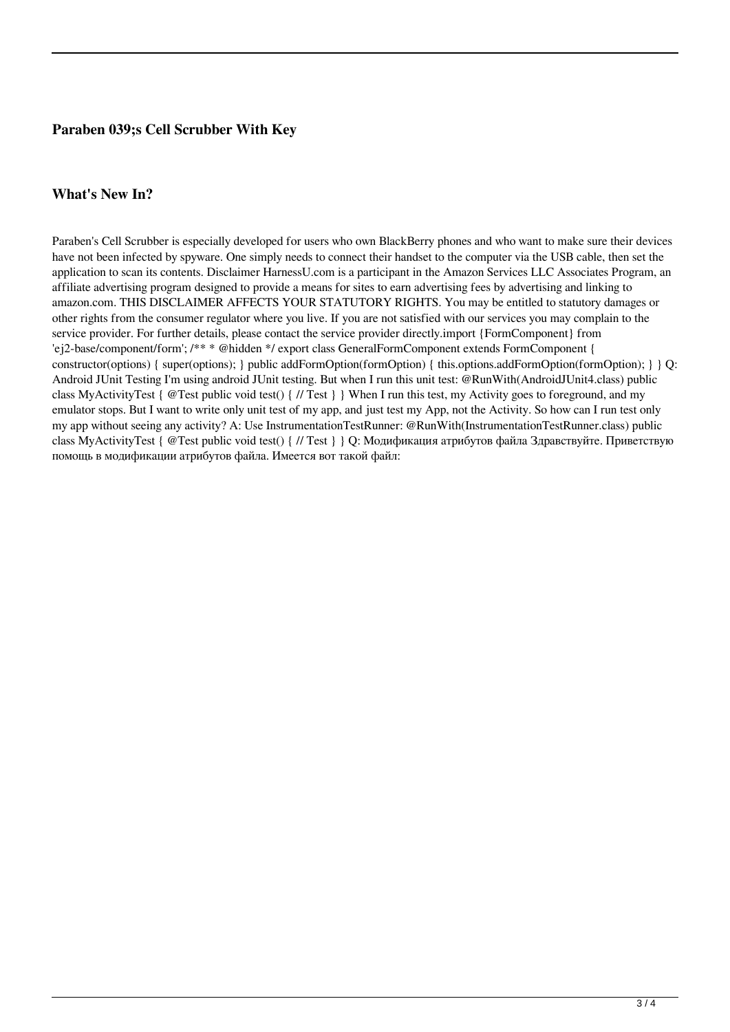### Paraben 039;s Cell Scrubber With Key

### What's New In?

Paraben's Cell Scrubber is especially developed for users who own BlackBerry phones and who want to make sure their devices have not been infected by spyware. One simply needs to connect their handset to the computer via the USB cable, then set the application to scan its contents. Disclaimer HarnessU.com is a participant in the Amazon Services LLC Associates Program, an affiliate advertising program designed to provide a means for sites to earn advertising fees by advertising and linking to amazon.com. THIS DISCLAIMER AFFECTS YOUR STATUTORY RIGHTS. You may be entitled to statutory damages or other rights from the consumer regulator where you live. If you are not satisfied with our services you may complain to the service provider. For further details, please contact the service provider directly.import {FormComponent} from 'ej2-base/component/form'; /** * @hidden */ export class GeneralFormComponent extends FormComponent { constructor(options) { super(options); } public addFormOption(formOption) { this.options.addFormOption(formOption); } } Q: Android JUnit Testing I'm using android JUnit testing. But when I run this unit test: @RunWith(AndroidJUnit4.class) public class MyActivityTest { @Test public void test() { // Test } } When I run this test, my Activity goes to foreground, and my emulator stops. But I want to write only unit test of my app, and just test my App, not the Activity. So how can I run test only my app without seeing any activity? A: Use InstrumentationTestRunner: @RunWith(InstrumentationTestRunner.class) public class MyActivityTest { @Test public void test() { // Test } } Q: Модификация атрибутов файла Здравствуйте. Приветствую помощь в модификации атрибутов файла. Имеется вот такой файл: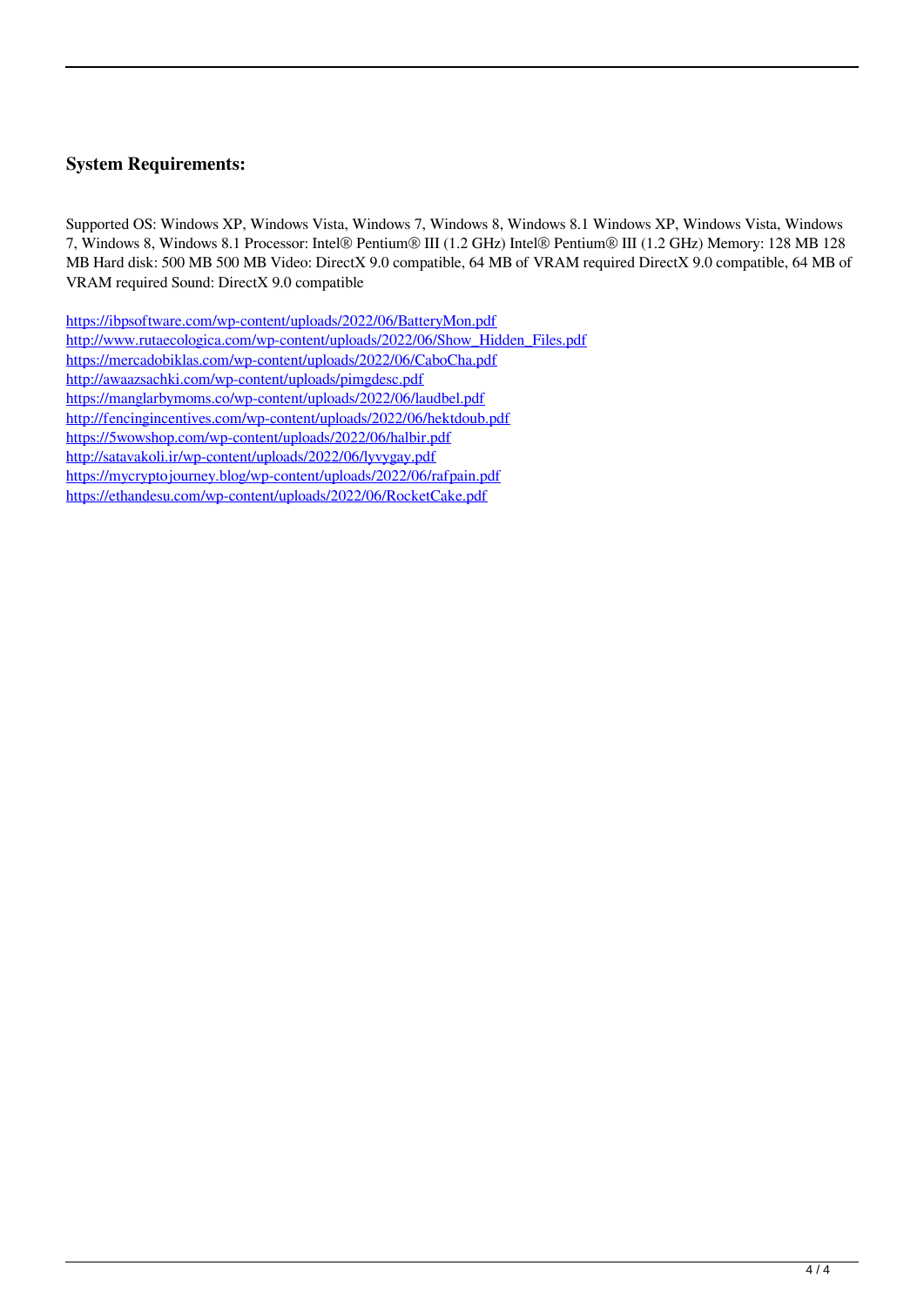### System Requirements:

Supported OS: Windows XP, Windows Vista, Windows 7, Windows 8, Windows 8.1 Windows XP, Windows Vista, Windows 7, Windows 8, Windows 8.1 Processor: Intel® Pentium® III (1.2 GHz) Intel® Pentium® III (1.2 GHz) Memory: 128 MB 128 MB Hard disk: 500 MB 500 MB Video: DirectX 9.0 compatible, 64 MB of VRAM required DirectX 9.0 compatible, 64 MB of VRAM required Sound: DirectX 9.0 compatible

https://ibpsoftware.com/wp-content/uploads/2022/06/BatteryMon.pdf
http://www.rutaecologica.com/wp-content/uploads/2022/06/Show_Hidden_Files.pdf
https://mercadobiklas.com/wp-content/uploads/2022/06/CaboCha.pdf
http://awaazsachki.com/wp-content/uploads/pimgdesc.pdf
https://manglarbymoms.co/wp-content/uploads/2022/06/laudbel.pdf
http://fencingincentives.com/wp-content/uploads/2022/06/hektdoub.pdf
https://5wowshop.com/wp-content/uploads/2022/06/halbir.pdf
http://satavakoli.ir/wp-content/uploads/2022/06/lyvygay.pdf
https://mycryptojourney.blog/wp-content/uploads/2022/06/rafpain.pdf
https://ethandesu.com/wp-content/uploads/2022/06/RocketCake.pdf